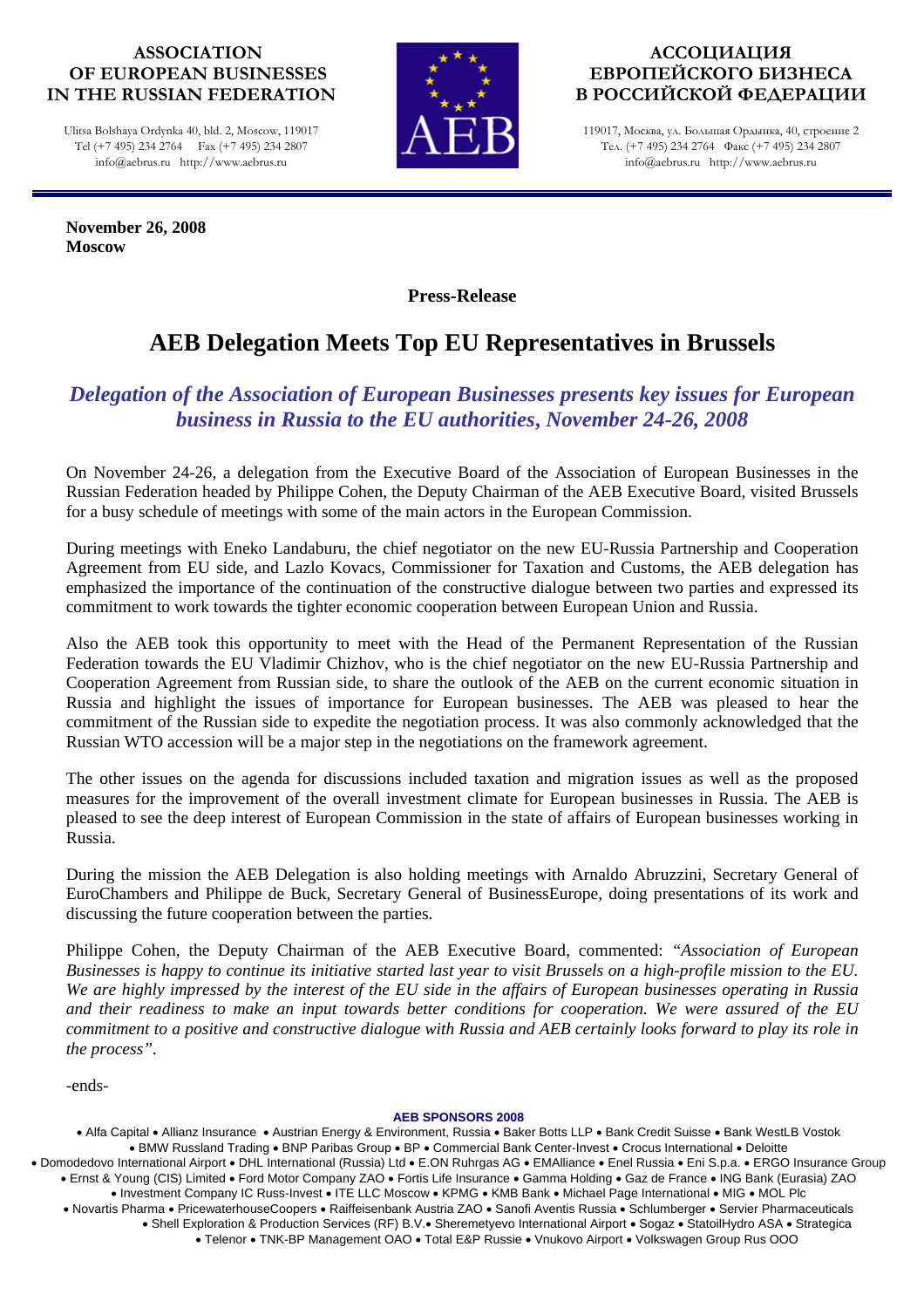**ASSOCIATION OF EUROPEAN BUSINESSES IN THE RUSSIAN FEDERATION**

Ulitsa Bolshaya Ordynka 40, bld. 2, Moscow, 119017
Tel (+7 495) 234 2764 Fax (+7 495) 234 2807
info@aebrus.ru http://www.aebrus.ru

**АССОЦИАЦИЯ ЕВРОПЕЙСКОГО БИЗНЕСА В РОССИЙСКОЙ ФЕДЕРАЦИИ**

119017, Москва, ул. Большая Ордынка, 40, строение 2
Тел. (+7 495) 234 2764 Факс (+7 495) 234 2807
info@aebrus.ru http://www.aebrus.ru

**November 26, 2008**
**Moscow**

**Press-Release**

# AEB Delegation Meets Top EU Representatives in Brussels

## *Delegation of the Association of European Businesses presents key issues for European business in Russia to the EU authorities, November 24-26, 2008*

On November 24-26, a delegation from the Executive Board of the Association of European Businesses in the Russian Federation headed by Philippe Cohen, the Deputy Chairman of the AEB Executive Board, visited Brussels for a busy schedule of meetings with some of the main actors in the European Commission.

During meetings with Eneko Landaburu, the chief negotiator on the new EU-Russia Partnership and Cooperation Agreement from EU side, and Lazlo Kovacs, Commissioner for Taxation and Customs, the AEB delegation has emphasized the importance of the continuation of the constructive dialogue between two parties and expressed its commitment to work towards the tighter economic cooperation between European Union and Russia.

Also the AEB took this opportunity to meet with the Head of the Permanent Representation of the Russian Federation towards the EU Vladimir Chizhov, who is the chief negotiator on the new EU-Russia Partnership and Cooperation Agreement from Russian side, to share the outlook of the AEB on the current economic situation in Russia and highlight the issues of importance for European businesses. The AEB was pleased to hear the commitment of the Russian side to expedite the negotiation process. It was also commonly acknowledged that the Russian WTO accession will be a major step in the negotiations on the framework agreement.

The other issues on the agenda for discussions included taxation and migration issues as well as the proposed measures for the improvement of the overall investment climate for European businesses in Russia. The AEB is pleased to see the deep interest of European Commission in the state of affairs of European businesses working in Russia.

During the mission the AEB Delegation is also holding meetings with Arnaldo Abruzzini, Secretary General of EuroChambers and Philippe de Buck, Secretary General of BusinessEurope, doing presentations of its work and discussing the future cooperation between the parties.

Philippe Cohen, the Deputy Chairman of the AEB Executive Board, commented: *"Association of European Businesses is happy to continue its initiative started last year to visit Brussels on a high-profile mission to the EU. We are highly impressed by the interest of the EU side in the affairs of European businesses operating in Russia and their readiness to make an input towards better conditions for cooperation. We were assured of the EU commitment to a positive and constructive dialogue with Russia and AEB certainly looks forward to play its role in the process"*.

-ends-

**AEB SPONSORS 2008**

• Alfa Capital • Allianz Insurance • Austrian Energy & Environment, Russia • Baker Botts LLP • Bank Credit Suisse • Bank WestLB Vostok • BMW Russland Trading • BNP Paribas Group • BP • Commercial Bank Center-Invest • Crocus International • Deloitte • Domodedovo International Airport • DHL International (Russia) Ltd • E.ON Ruhrgas AG • EMAlliance • Enel Russia • Eni S.p.a. • ERGO Insurance Group • Ernst & Young (CIS) Limited • Ford Motor Company ZAO • Fortis Life Insurance • Gamma Holding • Gaz de France • ING Bank (Eurasia) ZAO • Investment Company IC Russ-Invest • ITE LLC Moscow • KPMG • KMB Bank • Michael Page International • MIG • MOL Plc • Novartis Pharma • PricewaterhouseCoopers • Raiffeisenbank Austria ZAO • Sanofi Aventis Russia • Schlumberger • Servier Pharmaceuticals • Shell Exploration & Production Services (RF) B.V.• Sheremetyevo International Airport • Sogaz • StatoilHydro ASA • Strategica • Telenor • TNK-BP Management OAO • Total E&P Russie • Vnukovo Airport • Volkswagen Group Rus OOO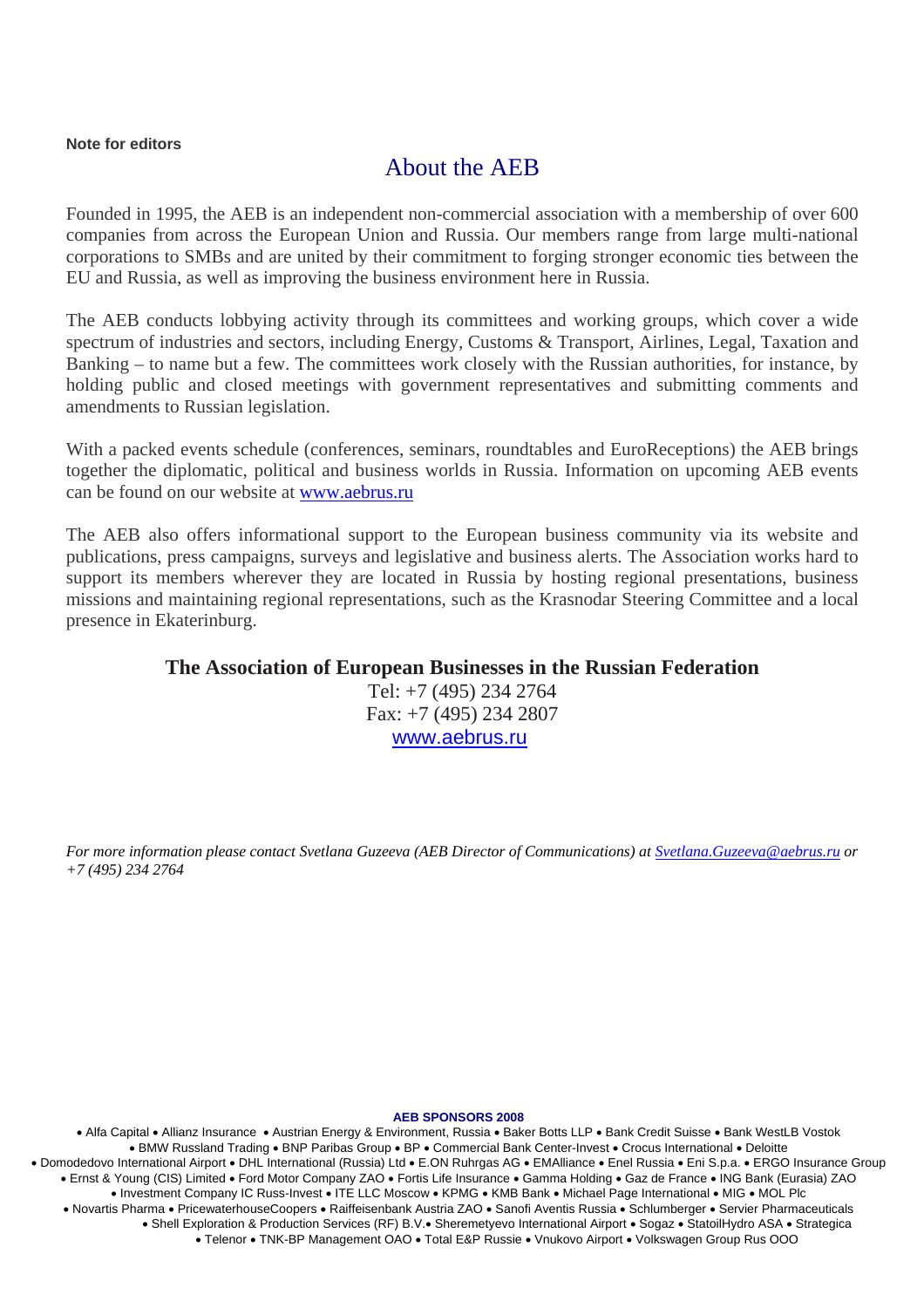**Note for editors**

# About the AEB

Founded in 1995, the AEB is an independent non-commercial association with a membership of over 600 companies from across the European Union and Russia. Our members range from large multi-national corporations to SMBs and are united by their commitment to forging stronger economic ties between the EU and Russia, as well as improving the business environment here in Russia.

The AEB conducts lobbying activity through its committees and working groups, which cover a wide spectrum of industries and sectors, including Energy, Customs & Transport, Airlines, Legal, Taxation and Banking – to name but a few. The committees work closely with the Russian authorities, for instance, by holding public and closed meetings with government representatives and submitting comments and amendments to Russian legislation.

With a packed events schedule (conferences, seminars, roundtables and EuroReceptions) the AEB brings together the diplomatic, political and business worlds in Russia. Information on upcoming AEB events can be found on our website at www.aebrus.ru

The AEB also offers informational support to the European business community via its website and publications, press campaigns, surveys and legislative and business alerts. The Association works hard to support its members wherever they are located in Russia by hosting regional presentations, business missions and maintaining regional representations, such as the Krasnodar Steering Committee and a local presence in Ekaterinburg.

**The Association of European Businesses in the Russian Federation**
Tel: +7 (495) 234 2764
Fax: +7 (495) 234 2807
www.aebrus.ru

*For more information please contact Svetlana Guzeeva (AEB Director of Communications) at Svetlana.Guzeeva@aebrus.ru or +7 (495) 234 2764*

**AEB SPONSORS 2008**

• Alfa Capital • Allianz Insurance • Austrian Energy & Environment, Russia • Baker Botts LLP • Bank Credit Suisse • Bank WestLB Vostok • BMW Russland Trading • BNP Paribas Group • BP • Commercial Bank Center-Invest • Crocus International • Deloitte • Domodedovo International Airport • DHL International (Russia) Ltd • E.ON Ruhrgas AG • EMAlliance • Enel Russia • Eni S.p.a. • ERGO Insurance Group • Ernst & Young (CIS) Limited • Ford Motor Company ZAO • Fortis Life Insurance • Gamma Holding • Gaz de France • ING Bank (Eurasia) ZAO • Investment Company IC Russ-Invest • ITE LLC Moscow • KPMG • KMB Bank • Michael Page International • MIG • MOL Plc • Novartis Pharma • PricewaterhouseCoopers • Raiffeisenbank Austria ZAO • Sanofi Aventis Russia • Schlumberger • Servier Pharmaceuticals • Shell Exploration & Production Services (RF) B.V.• Sheremetyevo International Airport • Sogaz • StatoilHydro ASA • Strategica • Telenor • TNK-BP Management OAO • Total E&P Russie • Vnukovo Airport • Volkswagen Group Rus OOO